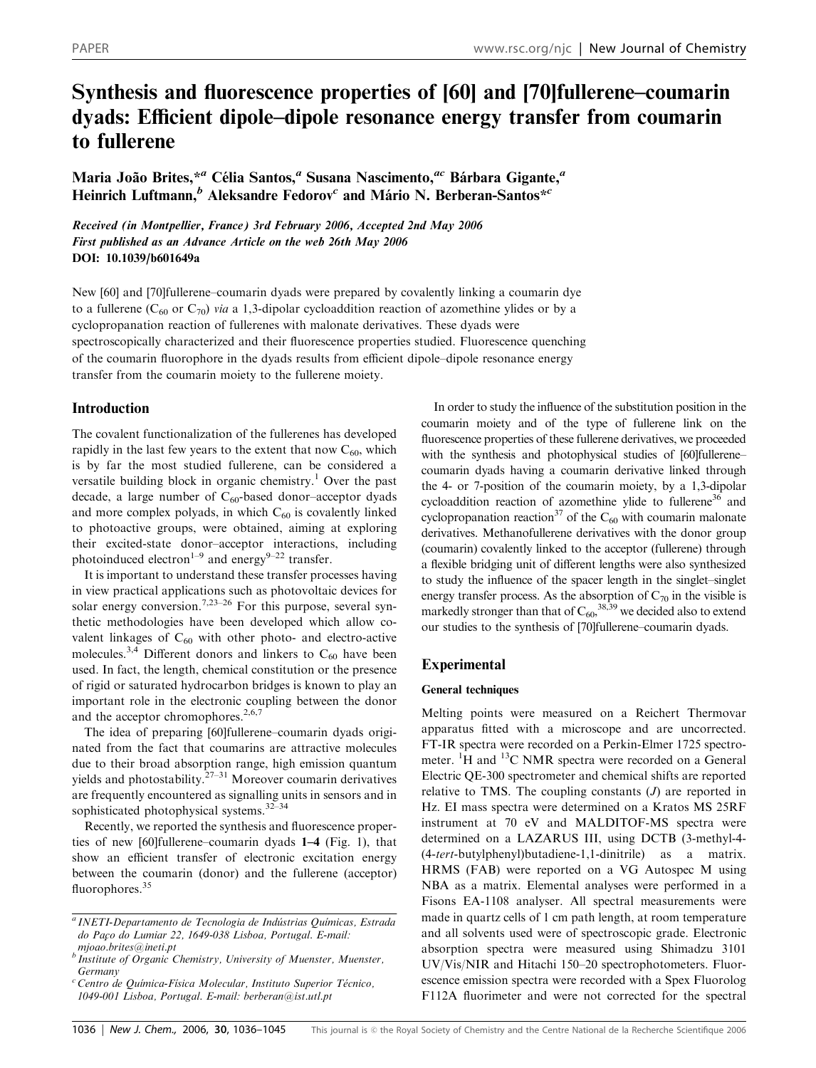# Synthesis and fluorescence properties of [60] and [70]fullerene–coumarin dyads: Efficient dipole–dipole resonance energy transfer from coumarin to fullerene

Maria João Brites,*[a] Célia Santos,[a] Susana Nascimento,[ac] Bárbara Gigante,[a] Heinrich Luftmann,[b] Aleksandre Fedorov[c] and Mário N. Berberan-Santos*[c]

*Received (in Montpellier, France) 3rd February 2006, Accepted 2nd May 2006*
*First published as an Advance Article on the web 26th May 2006*
**DOI: 10.1039/b601649a**

New [60] and [70]fullerene–coumarin dyads were prepared by covalently linking a coumarin dye to a fullerene ($C_{60}$ or $C_{70}$) *via* a 1,3-dipolar cycloaddition reaction of azomethine ylides or by a cyclopropanation reaction of fullerenes with malonate derivatives. These dyads were spectroscopically characterized and their fluorescence properties studied. Fluorescence quenching of the coumarin fluorophore in the dyads results from efficient dipole–dipole resonance energy transfer from the coumarin moiety to the fullerene moiety.

## Introduction

The covalent functionalization of the fullerenes has developed rapidly in the last few years to the extent that now $C_{60}$, which is by far the most studied fullerene, can be considered a versatile building block in organic chemistry.[1] Over the past decade, a large number of $C_{60}$-based donor–acceptor dyads and more complex polyads, in which $C_{60}$ is covalently linked to photoactive groups, were obtained, aiming at exploring their excited-state donor–acceptor interactions, including photoinduced electron[1–9] and energy[9–22] transfer.

It is important to understand these transfer processes having in view practical applications such as photovoltaic devices for solar energy conversion.[7,23–26] For this purpose, several synthetic methodologies have been developed which allow covalent linkages of $C_{60}$ with other photo- and electro-active molecules.[3,4] Different donors and linkers to $C_{60}$ have been used. In fact, the length, chemical constitution or the presence of rigid or saturated hydrocarbon bridges is known to play an important role in the electronic coupling between the donor and the acceptor chromophores.[2,6,7]

The idea of preparing [60]fullerene–coumarin dyads originated from the fact that coumarins are attractive molecules due to their broad absorption range, high emission quantum yields and photostability.[27–31] Moreover coumarin derivatives are frequently encountered as signalling units in sensors and in sophisticated photophysical systems.[32–34]

Recently, we reported the synthesis and fluorescence properties of new [60]fullerene–coumarin dyads **1–4** (Fig. 1), that show an efficient transfer of electronic excitation energy between the coumarin (donor) and the fullerene (acceptor) fluorophores.[35]

In order to study the influence of the substitution position in the coumarin moiety and of the type of fullerene link on the fluorescence properties of these fullerene derivatives, we proceeded with the synthesis and photophysical studies of [60]fullerene–coumarin dyads having a coumarin derivative linked through the 4- or 7-position of the coumarin moiety, by a 1,3-dipolar cycloaddition reaction of azomethine ylide to fullerene[36] and cyclopropanation reaction[37] of the $C_{60}$ with coumarin malonate derivatives. Methanofullerene derivatives with the donor group (coumarin) covalently linked to the acceptor (fullerene) through a flexible bridging unit of different lengths were also synthesized to study the influence of the spacer length in the singlet–singlet energy transfer process. As the absorption of $C_{70}$ in the visible is markedly stronger than that of $C_{60}$,[38,39] we decided also to extend our studies to the synthesis of [70]fullerene–coumarin dyads.

## Experimental

### General techniques

Melting points were measured on a Reichert Thermovar apparatus fitted with a microscope and are uncorrected. FT-IR spectra were recorded on a Perkin-Elmer 1725 spectrometer. $^{1}H$ and $^{13}C$ NMR spectra were recorded on a General Electric QE-300 spectrometer and chemical shifts are reported relative to TMS. The coupling constants ($J$) are reported in Hz. EI mass spectra were determined on a Kratos MS 25RF instrument at 70 eV and MALDITOF-MS spectra were determined on a LAZARUS III, using DCTB (3-methyl-4-(4-*tert*-butylphenyl)butadiene-1,1-dinitrile) as a matrix. HRMS (FAB) were reported on a VG Autospec M using NBA as a matrix. Elemental analyses were performed in a Fisons EA-1108 analyser. All spectral measurements were made in quartz cells of 1 cm path length, at room temperature and all solvents used were of spectroscopic grade. Electronic absorption spectra were measured using Shimadzu 3101 UV/Vis/NIR and Hitachi 150–20 spectrophotometers. Fluorescence emission spectra were recorded with a Spex Fluorolog F112A fluorimeter and were not corrected for the spectral

[a] INETI-Departamento de Tecnologia de Indústrias Químicas, Estrada do Paço do Lumiar 22, 1649-038 Lisboa, Portugal. E-mail: mjoao.brites@ineti.pt
[b] Institute of Organic Chemistry, University of Muenster, Muenster, Germany
[c] Centro de Química-Física Molecular, Instituto Superior Técnico, 1049-001 Lisboa, Portugal. E-mail: berberan@ist.utl.pt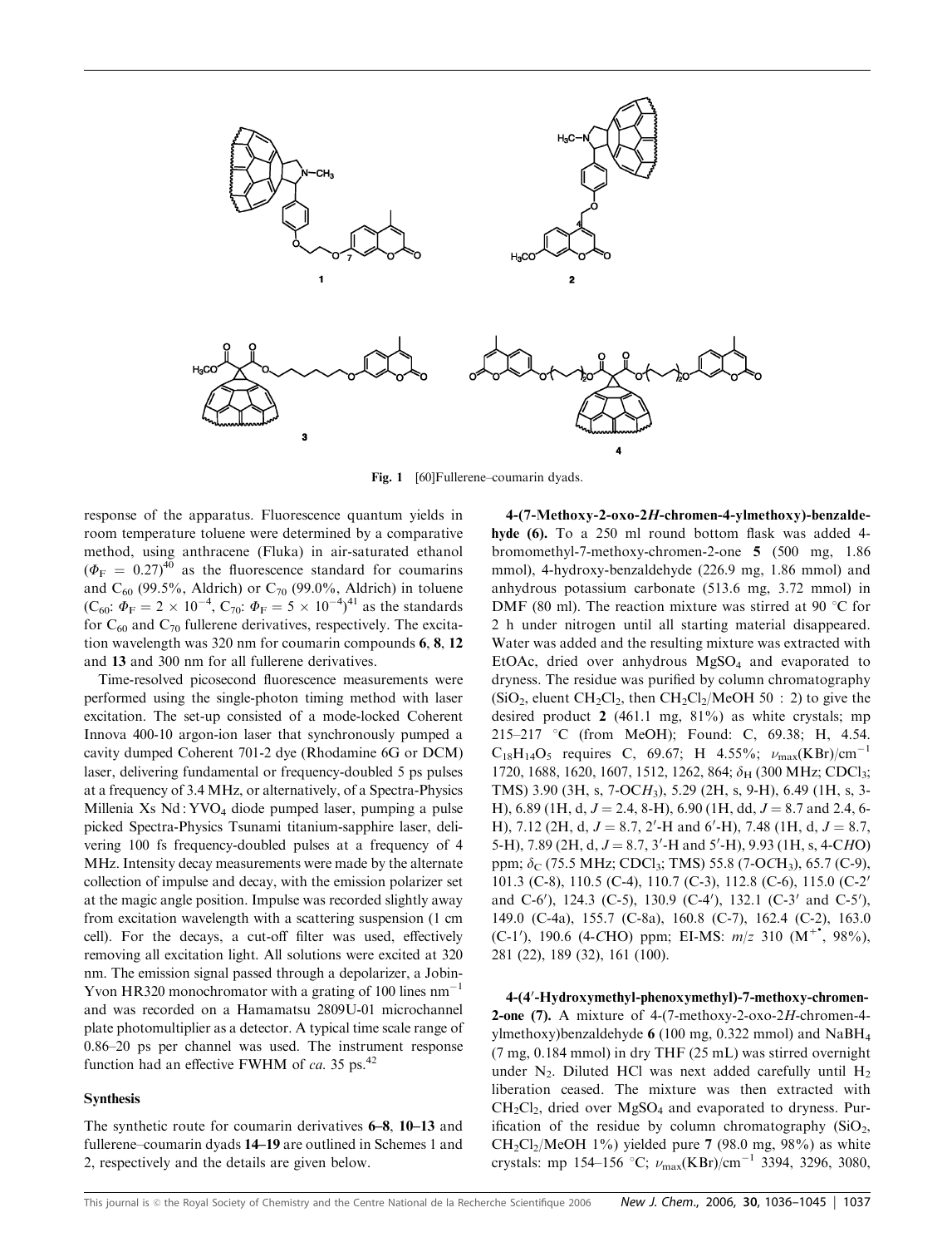Fig. 1 [60]Fullerene–coumarin dyads.

response of the apparatus. Fluorescence quantum yields in room temperature toluene were determined by a comparative method, using anthracene (Fluka) in air-saturated ethanol ($\Phi_F = 0.27$)[40] as the fluorescence standard for coumarins and $C_{60}$ (99.5%, Aldrich) or $C_{70}$ (99.0%, Aldrich) in toluene ($C_{60}$: $\Phi_F = 2 \times 10^{-4}$, $C_{70}$: $\Phi_F = 5 \times 10^{-4}$)[41] as the standards for $C_{60}$ and $C_{70}$ fullerene derivatives, respectively. The excitation wavelength was 320 nm for coumarin compounds **6**, **8**, **12** and **13** and 300 nm for all fullerene derivatives.

Time-resolved picosecond fluorescence measurements were performed using the single-photon timing method with laser excitation. The set-up consisted of a mode-locked Coherent Innova 400-10 argon-ion laser that synchronously pumped a cavity dumped Coherent 701-2 dye (Rhodamine 6G or DCM) laser, delivering fundamental or frequency-doubled 5 ps pulses at a frequency of 3.4 MHz, or alternatively, of a Spectra-Physics Millenia Xs Nd : $YVO_4$ diode pumped laser, pumping a pulse picked Spectra-Physics Tsunami titanium-sapphire laser, delivering 100 fs frequency-doubled pulses at a frequency of 4 MHz. Intensity decay measurements were made by the alternate collection of impulse and decay, with the emission polarizer set at the magic angle position. Impulse was recorded slightly away from excitation wavelength with a scattering suspension (1 cm cell). For the decays, a cut-off filter was used, effectively removing all excitation light. All solutions were excited at 320 nm. The emission signal passed through a depolarizer, a Jobin-Yvon HR320 monochromator with a grating of 100 lines $nm^{-1}$ and was recorded on a Hamamatsu 2809U-01 microchannel plate photomultiplier as a detector. A typical time scale range of 0.86–20 ps per channel was used. The instrument response function had an effective FWHM of *ca.* 35 ps.[42]

### Synthesis

The synthetic route for coumarin derivatives **6–8**, **10–13** and fullerene–coumarin dyads **14–19** are outlined in Schemes 1 and 2, respectively and the details are given below.

**4-(7-Methoxy-2-oxo-2*H*-chromen-4-ylmethoxy)-benzaldehyde (6).** To a 250 ml round bottom flask was added 4-bromomethyl-7-methoxy-chromen-2-one **5** (500 mg, 1.86 mmol), 4-hydroxy-benzaldehyde (226.9 mg, 1.86 mmol) and anhydrous potassium carbonate (513.6 mg, 3.72 mmol) in DMF (80 ml). The reaction mixture was stirred at 90 °C for 2 h under nitrogen until all starting material disappeared. Water was added and the resulting mixture was extracted with EtOAc, dried over anhydrous $MgSO_4$ and evaporated to dryness. The residue was purified by column chromatography ($SiO_2$, eluent $CH_2Cl_2$, then $CH_2Cl_2$/MeOH 50 : 2) to give the desired product **2** (461.1 mg, 81%) as white crystals; mp 215–217 °C (from MeOH); Found: C, 69.38; H, 4.54. $C_{18}H_{14}O_5$ requires C, 69.67; H 4.55%; $\nu_{max}$(KBr)/$cm^{-1}$ 1720, 1688, 1620, 1607, 1512, 1262, 864; $\delta_H$ (300 MHz; $CDCl_3$; TMS) 3.90 (3H, s, 7-O$CH_3$), 5.29 (2H, s, 9-H), 6.49 (1H, s, 3-H), 6.89 (1H, d, $J$ = 2.4, 8-H), 6.90 (1H, dd, $J$ = 8.7 and 2.4, 6-H), 7.12 (2H, d, $J$ = 8.7, 2′-H and 6′-H), 7.48 (1H, d, $J$ = 8.7, 5-H), 7.89 (2H, d, $J$ = 8.7, 3′-H and 5′-H), 9.93 (1H, s, 4-C*H*O) ppm; $\delta_C$ (75.5 MHz; $CDCl_3$; TMS) 55.8 (7-O$CH_3$), 65.7 (C-9), 101.3 (C-8), 110.5 (C-4), 110.7 (C-3), 112.8 (C-6), 115.0 (C-2′ and C-6′), 124.3 (C-5), 130.9 (C-4′), 132.1 (C-3′ and C-5′), 149.0 (C-4a), 155.7 (C-8a), 160.8 (C-7), 162.4 (C-2), 163.0 (C-1′), 190.6 (4-*C*HO) ppm; EI-MS: $m/z$ 310 ($M^{+\bullet}$, 98%), 281 (22), 189 (32), 161 (100).

**4-(4′-Hydroxymethyl-phenoxymethyl)-7-methoxy-chromen-2-one (7).** A mixture of 4-(7-methoxy-2-oxo-2*H*-chromen-4-ylmethoxy)benzaldehyde **6** (100 mg, 0.322 mmol) and $NaBH_4$ (7 mg, 0.184 mmol) in dry THF (25 mL) was stirred overnight under $N_2$. Diluted HCl was next added carefully until $H_2$ liberation ceased. The mixture was then extracted with $CH_2Cl_2$, dried over $MgSO_4$ and evaporated to dryness. Purification of the residue by column chromatography ($SiO_2$, $CH_2Cl_2$/MeOH 1%) yielded pure **7** (98.0 mg, 98%) as white crystals: mp 154–156 °C; $\nu_{max}$(KBr)/$cm^{-1}$ 3394, 3296, 3080,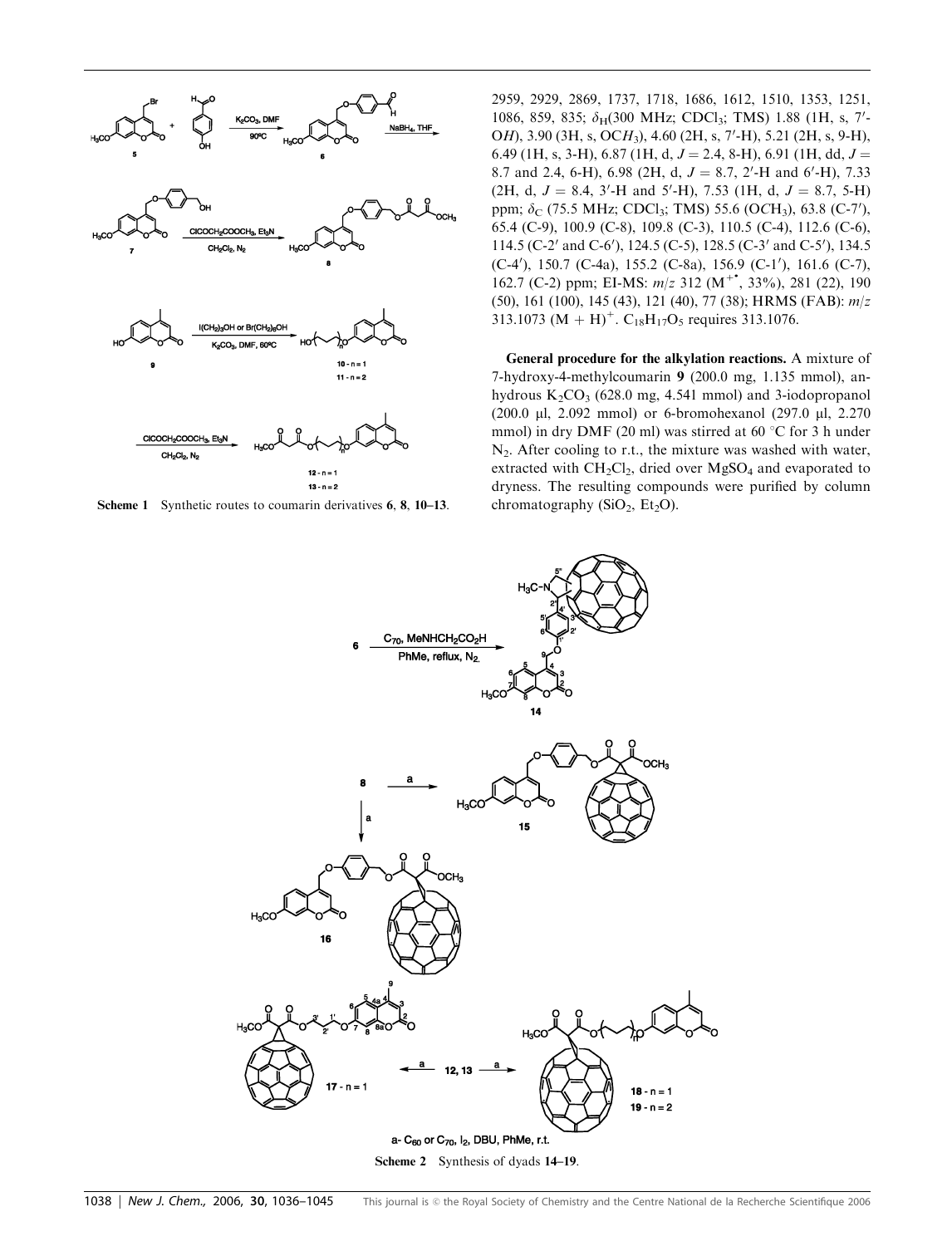Scheme 1 Synthetic routes to coumarin derivatives **6**, **8**, **10–13**.

2959, 2929, 2869, 1737, 1718, 1686, 1612, 1510, 1353, 1251, 1086, 859, 835; $\delta_H$(300 MHz; $CDCl_3$; TMS) 1.88 (1H, s, 7′-O*H*), 3.90 (3H, s, OC*H*$_3$), 4.60 (2H, s, 7′-H), 5.21 (2H, s, 9-H), 6.49 (1H, s, 3-H), 6.87 (1H, d, $J$ = 2.4, 8-H), 6.91 (1H, dd, $J$ = 8.7 and 2.4, 6-H), 6.98 (2H, d, $J$ = 8.7, 2′-H and 6′-H), 7.33 (2H, d, $J$ = 8.4, 3′-H and 5′-H), 7.53 (1H, d, $J$ = 8.7, 5-H) ppm; $\delta_C$ (75.5 MHz; $CDCl_3$; TMS) 55.6 (O*C*H$_3$), 63.8 (C-7′), 65.4 (C-9), 100.9 (C-8), 109.8 (C-3), 110.5 (C-4), 112.6 (C-6), 114.5 (C-2′ and C-6′), 124.5 (C-5), 128.5 (C-3′ and C-5′), 134.5 (C-4′), 150.7 (C-4a), 155.2 (C-8a), 156.9 (C-1′), 161.6 (C-7), 162.7 (C-2) ppm; EI-MS: *m*/*z* 312 ($M^{+\bullet}$, 33%), 281 (22), 190 (50), 161 (100), 145 (43), 121 (40), 77 (38); HRMS (FAB): *m*/*z* 313.1073 $(M + H)^+$. $C_{18}H_{17}O_5$ requires 313.1076.

**General procedure for the alkylation reactions.** A mixture of 7-hydroxy-4-methylcoumarin **9** (200.0 mg, 1.135 mmol), anhydrous $K_2CO_3$ (628.0 mg, 4.541 mmol) and 3-iodopropanol (200.0 μl, 2.092 mmol) or 6-bromohexanol (297.0 μl, 2.270 mmol) in dry DMF (20 ml) was stirred at 60 °C for 3 h under $N_2$. After cooling to r.t., the mixture was washed with water, extracted with $CH_2Cl_2$, dried over $MgSO_4$ and evaporated to dryness. The resulting compounds were purified by column chromatography ($SiO_2$, $Et_2O$).

a- $C_{60}$ or $C_{70}$, $I_2$, DBU, PhMe, r.t.

Scheme 2 Synthesis of dyads **14–19**.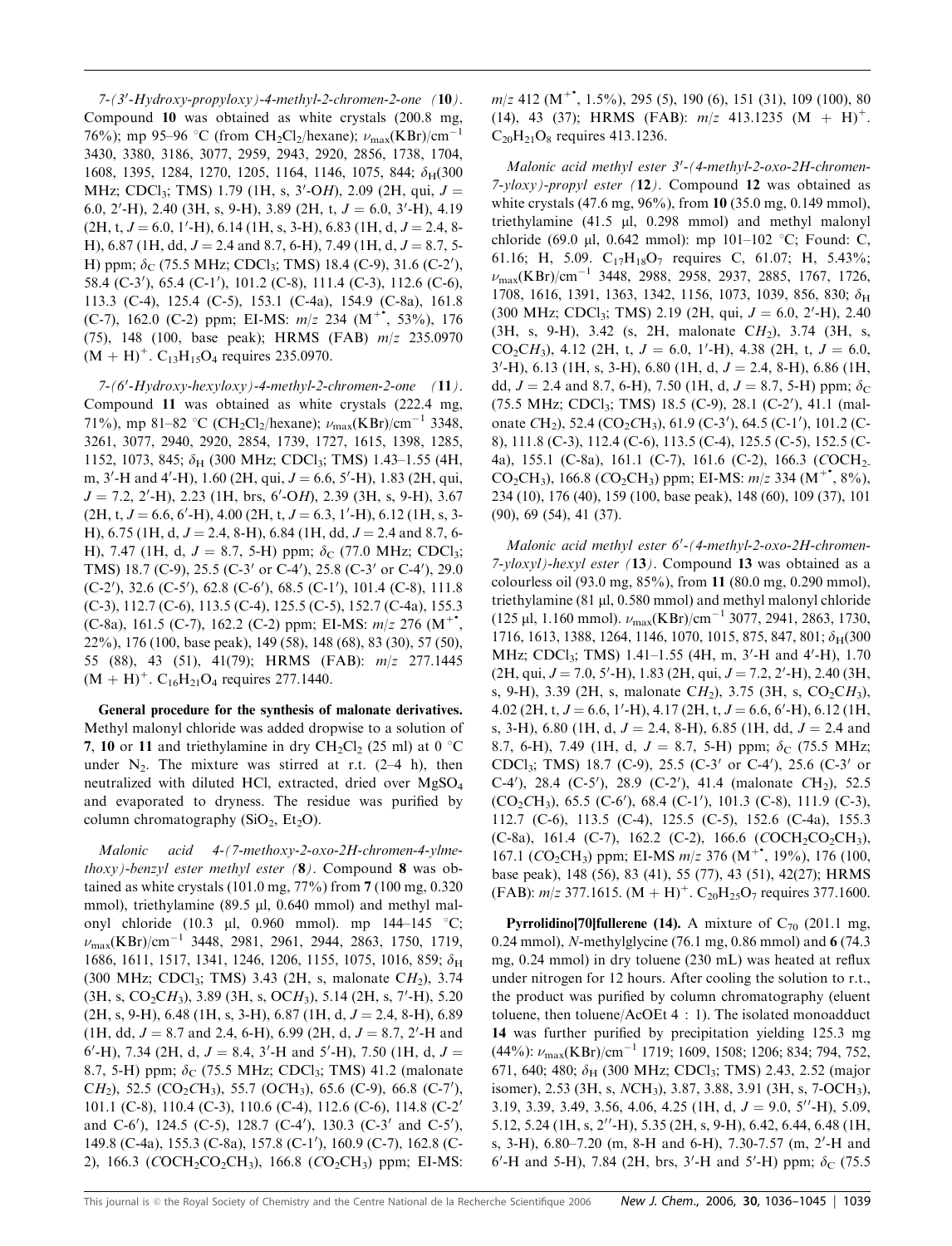*7-(3′-Hydroxy-propyloxy)-4-methyl-2-chromen-2-one* (**10**). Compound **10** was obtained as white crystals (200.8 mg, 76%); mp 95–96 °C (from $CH_2Cl_2$/hexane); $\nu_{max}$(KBr)/cm$^{-1}$ 3430, 3380, 3186, 3077, 2959, 2943, 2920, 2856, 1738, 1704, 1608, 1395, 1284, 1270, 1205, 1164, 1146, 1075, 844; $\delta_H$(300 MHz; $CDCl_3$; TMS) 1.79 (1H, s, 3′-O*H*), 2.09 (2H, qui, $J$ = 6.0, 2′-H), 2.40 (3H, s, 9-H), 3.89 (2H, t, $J$ = 6.0, 3′-H), 4.19 (2H, t, $J$ = 6.0, 1′-H), 6.14 (1H, s, 3-H), 6.83 (1H, d, $J$ = 2.4, 8-H), 6.87 (1H, dd, $J$ = 2.4 and 8.7, 6-H), 7.49 (1H, d, $J$ = 8.7, 5-H) ppm; $\delta_C$ (75.5 MHz; $CDCl_3$; TMS) 18.4 (C-9), 31.6 (C-2′), 58.4 (C-3′), 65.4 (C-1′), 101.2 (C-8), 111.4 (C-3), 112.6 (C-6), 113.3 (C-4), 125.4 (C-5), 153.1 (C-4a), 154.9 (C-8a), 161.8 (C-7), 162.0 (C-2) ppm; EI-MS: $m/z$ 234 ($M^{+\bullet}$, 53%), 176 (75), 148 (100, base peak); HRMS (FAB) $m/z$ 235.0970 $(M + H)^+$. $C_{13}H_{15}O_4$ requires 235.0970.

*7-(6′-Hydroxy-hexyloxy)-4-methyl-2-chromen-2-one* (**11**). Compound **11** was obtained as white crystals (222.4 mg, 71%), mp 81–82 °C ($CH_2Cl_2$/hexane); $\nu_{max}$(KBr)/cm$^{-1}$ 3348, 3261, 3077, 2940, 2920, 2854, 1739, 1727, 1615, 1398, 1285, 1152, 1073, 845; $\delta_H$ (300 MHz; $CDCl_3$; TMS) 1.43–1.55 (4H, m, 3′-H and 4′-H), 1.60 (2H, qui, $J$ = 6.6, 5′-H), 1.83 (2H, qui, $J$ = 7.2, 2′-H), 2.23 (1H, brs, 6′-O*H*), 2.39 (3H, s, 9-H), 3.67 (2H, t, $J$ = 6.6, 6′-H), 4.00 (2H, t, $J$ = 6.3, 1′-H), 6.12 (1H, s, 3-H), 6.75 (1H, d, $J$ = 2.4, 8-H), 6.84 (1H, dd, $J$ = 2.4 and 8.7, 6-H), 7.47 (1H, d, $J$ = 8.7, 5-H) ppm; $\delta_C$ (77.0 MHz; $CDCl_3$; TMS) 18.7 (C-9), 25.5 (C-3′ or C-4′), 25.8 (C-3′ or C-4′), 29.0 (C-2′), 32.6 (C-5′), 62.8 (C-6′), 68.5 (C-1′), 101.4 (C-8), 111.8 (C-3), 112.7 (C-6), 113.5 (C-4), 125.5 (C-5), 152.7 (C-4a), 155.3 (C-8a), 161.5 (C-7), 162.2 (C-2) ppm; EI-MS: $m/z$ 276 ($M^{+\bullet}$, 22%), 176 (100, base peak), 149 (58), 148 (68), 83 (30), 57 (50), 55 (88), 43 (51), 41(79); HRMS (FAB): $m/z$ 277.1445 $(M + H)^+$. $C_{16}H_{21}O_4$ requires 277.1440.

**General procedure for the synthesis of malonate derivatives.** Methyl malonyl chloride was added dropwise to a solution of **7**, **10** or **11** and triethylamine in dry $CH_2Cl_2$ (25 ml) at 0 °C under $N_2$. The mixture was stirred at r.t. (2–4 h), then neutralized with diluted HCl, extracted, dried over $MgSO_4$ and evaporated to dryness. The residue was purified by column chromatography ($SiO_2$, $Et_2O$).

*Malonic acid 4-(7-methoxy-2-oxo-2H-chromen-4-ylmethoxy)-benzyl ester methyl ester* (**8**). Compound **8** was obtained as white crystals (101.0 mg, 77%) from **7** (100 mg, 0.320 mmol), triethylamine (89.5 μl, 0.640 mmol) and methyl malonyl chloride (10.3 μl, 0.960 mmol). mp 144–145 °C; $\nu_{max}$(KBr)/cm$^{-1}$ 3448, 2981, 2961, 2944, 2863, 1750, 1719, 1686, 1611, 1517, 1341, 1246, 1206, 1155, 1075, 1016, 859; $\delta_H$ (300 MHz; $CDCl_3$; TMS) 3.43 (2H, s, malonate C*H*$_2$), 3.74 (3H, s, $CO_2CH_3$), 3.89 (3H, s, OC*H*$_3$), 5.14 (2H, s, 7′-H), 5.20 (2H, s, 9-H), 6.48 (1H, s, 3-H), 6.87 (1H, d, $J$ = 2.4, 8-H), 6.89 (1H, dd, $J$ = 8.7 and 2.4, 6-H), 6.99 (2H, d, $J$ = 8.7, 2′-H and 6′-H), 7.34 (2H, d, $J$ = 8.4, 3′-H and 5′-H), 7.50 (1H, d, $J$ = 8.7, 5-H) ppm; $\delta_C$ (75.5 MHz; $CDCl_3$; TMS) 41.2 (malonate C*H*$_2$), 52.5 ($CO_2CH_3$), 55.7 (O*C*H$_3$), 65.6 (C-9), 66.8 (C-7′), 101.1 (C-8), 110.4 (C-3), 110.6 (C-4), 112.6 (C-6), 114.8 (C-2′ and C-6′), 124.5 (C-5), 128.7 (C-4′), 130.3 (C-3′ and C-5′), 149.8 (C-4a), 155.3 (C-8a), 157.8 (C-1′), 160.9 (C-7), 162.8 (C-2), 166.3 (*C*OCH$_2$CO$_2$CH$_3$), 166.8 (*C*O$_2$CH$_3$) ppm; EI-MS: $m/z$ 412 ($M^{+\bullet}$, 1.5%), 295 (5), 190 (6), 151 (31), 109 (100), 80 (14), 43 (37); HRMS (FAB): $m/z$ 413.1235 $(M + H)^+$. $C_{20}H_{21}O_8$ requires 413.1236.

*Malonic acid methyl ester 3′-(4-methyl-2-oxo-2H-chromen-7-yloxy)-propyl ester* (**12**). Compound **12** was obtained as white crystals (47.6 mg, 96%), from **10** (35.0 mg, 0.149 mmol), triethylamine (41.5 μl, 0.298 mmol) and methyl malonyl chloride (69.0 μl, 0.642 mmol): mp 101–102 °C; Found: C, 61.16; H, 5.09. $C_{17}H_{18}O_7$ requires C, 61.07; H, 5.43%; $\nu_{max}$(KBr)/cm$^{-1}$ 3448, 2988, 2958, 2937, 2885, 1767, 1726, 1708, 1616, 1391, 1363, 1342, 1156, 1073, 1039, 856, 830; $\delta_H$ (300 MHz; $CDCl_3$; TMS) 2.19 (2H, qui, $J$ = 6.0, 2′-H), 2.40 (3H, s, 9-H), 3.42 (s, 2H, malonate C*H*$_2$), 3.74 (3H, s, $CO_2CH_3$), 4.12 (2H, t, $J$ = 6.0, 1′-H), 4.38 (2H, t, $J$ = 6.0, 3′-H), 6.13 (1H, s, 3-H), 6.80 (1H, d, $J$ = 2.4, 8-H), 6.86 (1H, dd, $J$ = 2.4 and 8.7, 6-H), 7.50 (1H, d, $J$ = 8.7, 5-H) ppm; $\delta_C$ (75.5 MHz; $CDCl_3$; TMS) 18.5 (C-9), 28.1 (C-2′), 41.1 (malonate $CH_2$), 52.4 ($CO_2CH_3$), 61.9 (C-3′), 64.5 (C-1′), 101.2 (C-8), 111.8 (C-3), 112.4 (C-6), 113.5 (C-4), 125.5 (C-5), 152.5 (C-4a), 155.1 (C-8a), 161.1 (C-7), 161.6 (C-2), 166.3 (*C*OCH$_2$CO$_2$CH$_3$), 166.8 (*C*O$_2$CH$_3$) ppm; EI-MS: $m/z$ 334 ($M^{+\bullet}$, 8%), 234 (10), 176 (40), 159 (100, base peak), 148 (60), 109 (37), 101 (90), 69 (54), 41 (37).

*Malonic acid methyl ester 6′-(4-methyl-2-oxo-2H-chromen-7-yloxyl)-hexyl ester* (**13**). Compound **13** was obtained as a colourless oil (93.0 mg, 85%), from **11** (80.0 mg, 0.290 mmol), triethylamine (81 μl, 0.580 mmol) and methyl malonyl chloride (125 μl, 1.160 mmol). $\nu_{max}$(KBr)/cm$^{-1}$ 3077, 2941, 2863, 1730, 1716, 1613, 1388, 1264, 1146, 1070, 1015, 875, 847, 801; $\delta_H$(300 MHz; $CDCl_3$; TMS) 1.41–1.55 (4H, m, 3′-H and 4′-H), 1.70 (2H, qui, $J$ = 7.0, 5′-H), 1.83 (2H, qui, $J$ = 7.2, 2′-H), 2.40 (3H, s, 9-H), 3.39 (2H, s, malonate C*H*$_2$), 3.75 (3H, s, $CO_2CH_3$), 4.02 (2H, t, $J$ = 6.6, 1′-H), 4.17 (2H, t, $J$ = 6.6, 6′-H), 6.12 (1H, s, 3-H), 6.80 (1H, d, $J$ = 2.4, 8-H), 6.85 (1H, dd, $J$ = 2.4 and 8.7, 6-H), 7.49 (1H, d, $J$ = 8.7, 5-H) ppm; $\delta_C$ (75.5 MHz; $CDCl_3$; TMS) 18.7 (C-9), 25.5 (C-3′ or C-4′), 25.6 (C-3′ or C-4′), 28.4 (C-5′), 28.9 (C-2′), 41.4 (malonate $CH_2$), 52.5 ($CO_2CH_3$), 65.5 (C-6′), 68.4 (C-1′), 101.3 (C-8), 111.9 (C-3), 112.7 (C-6), 113.5 (C-4), 125.5 (C-5), 152.6 (C-4a), 155.3 (C-8a), 161.4 (C-7), 162.2 (C-2), 166.6 (*C*OCH$_2$CO$_2$CH$_3$), 167.1 (*C*O$_2$CH$_3$) ppm; EI-MS $m/z$ 376 ($M^{+\bullet}$, 19%), 176 (100, base peak), 148 (56), 83 (41), 55 (77), 43 (51), 42(27); HRMS (FAB): $m/z$ 377.1615. $(M + H)^+$. $C_{20}H_{25}O_7$ requires 377.1600.

**Pyrrolidino[70]fullerene (14).** A mixture of $C_{70}$ (201.1 mg, 0.24 mmol), *N*-methylglycine (76.1 mg, 0.86 mmol) and **6** (74.3 mg, 0.24 mmol) in dry toluene (230 mL) was heated at reflux under nitrogen for 12 hours. After cooling the solution to r.t., the product was purified by column chromatography (eluent toluene, then toluene/AcOEt 4 : 1). The isolated monoadduct **14** was further purified by precipitation yielding 125.3 mg (44%): $\nu_{max}$(KBr)/cm$^{-1}$ 1719; 1609, 1508; 1206; 834; 794, 752, 671, 640; 480; $\delta_H$ (300 MHz; $CDCl_3$; TMS) 2.43, 2.52 (major isomer), 2.53 (3H, s, N$CH_3$), 3.87, 3.88, 3.91 (3H, s, 7-O$CH_3$), 3.19, 3.39, 3.49, 3.56, 4.06, 4.25 (1H, d, $J$ = 9.0, 5″-H), 5.09, 5.12, 5.24 (1H, s, 2″-H), 5.35 (2H, s, 9-H), 6.42, 6.44, 6.48 (1H, s, 3-H), 6.80–7.20 (m, 8-H and 6-H), 7.30-7.57 (m, 2′-H and 6′-H and 5-H), 7.84 (2H, brs, 3′-H and 5′-H) ppm; $\delta_C$ (75.5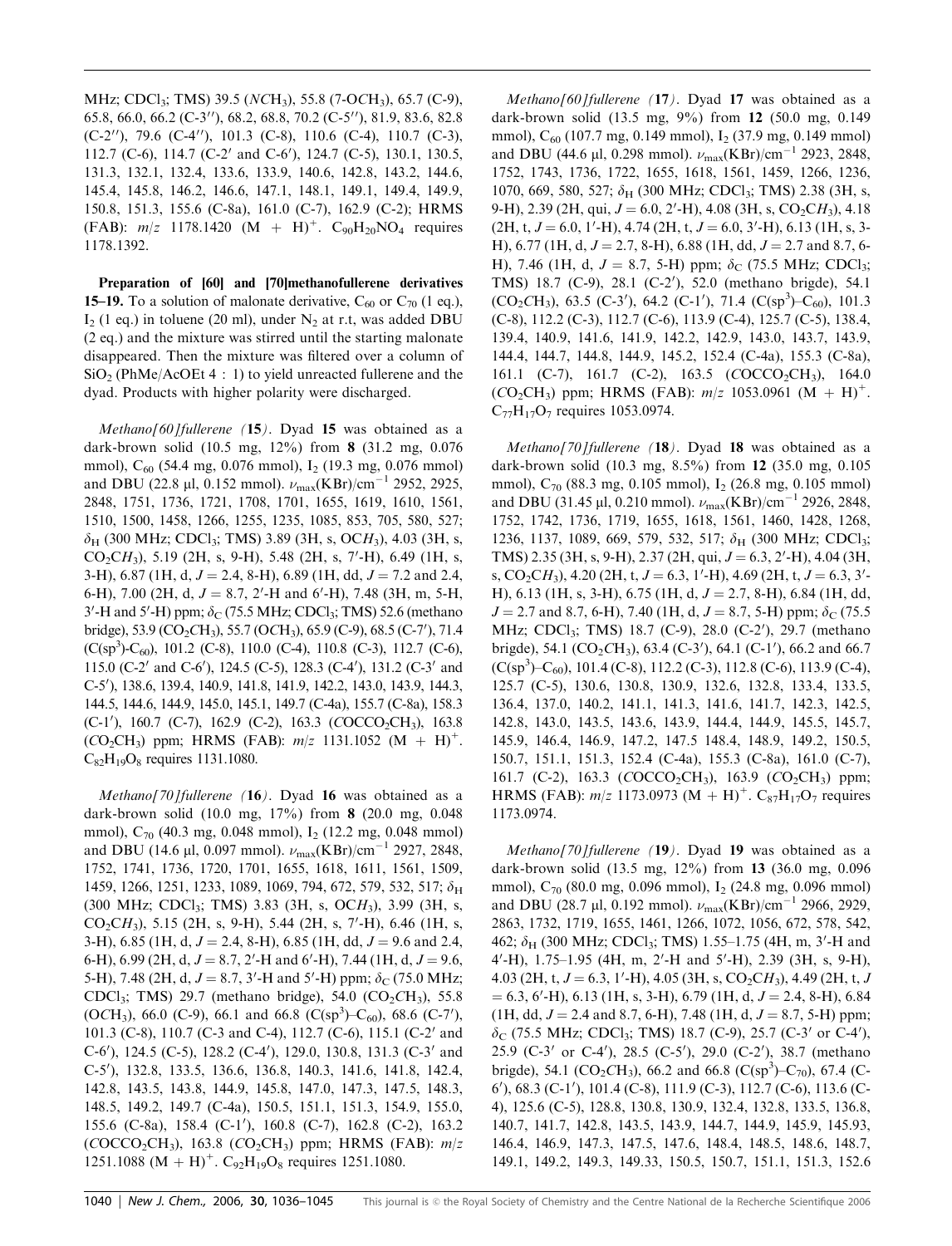MHz; $CDCl_3$; TMS) 39.5 ($NCH_3$), 55.8 (7-O$CH_3$), 65.7 (C-9), 65.8, 66.0, 66.2 (C-3″), 68.2, 68.8, 70.2 (C-5″), 81.9, 83.6, 82.8 (C-2″), 79.6 (C-4″), 101.3 (C-8), 110.6 (C-4), 110.7 (C-3), 112.7 (C-6), 114.7 (C-2′ and C-6′), 124.7 (C-5), 130.1, 130.5, 131.3, 132.1, 132.4, 133.6, 133.9, 140.6, 142.8, 143.2, 144.6, 145.4, 145.8, 146.2, 146.6, 147.1, 148.1, 149.1, 149.4, 149.9, 150.8, 151.3, 155.6 (C-8a), 161.0 (C-7), 162.9 (C-2); HRMS (FAB): $m/z$ 1178.1420 (M + H)$^+$. $C_{90}H_{20}NO_4$ requires 1178.1392.

**Preparation of [60] and [70]methanofullerene derivatives 15–19.** To a solution of malonate derivative, $C_{60}$ or $C_{70}$ (1 eq.), $I_2$ (1 eq.) in toluene (20 ml), under $N_2$ at r.t, was added DBU (2 eq.) and the mixture was stirred until the starting malonate disappeared. Then the mixture was filtered over a column of $SiO_2$ (PhMe/AcOEt 4 : 1) to yield unreacted fullerene and the dyad. Products with higher polarity were discharged.

*Methano[60]fullerene (15)*. Dyad **15** was obtained as a dark-brown solid (10.5 mg, 12%) from **8** (31.2 mg, 0.076 mmol), $C_{60}$ (54.4 mg, 0.076 mmol), $I_2$ (19.3 mg, 0.076 mmol) and DBU (22.8 μl, 0.152 mmol). $\nu_{max}$(KBr)/cm$^{-1}$ 2952, 2925, 2848, 1751, 1736, 1721, 1708, 1701, 1655, 1619, 1610, 1561, 1510, 1500, 1458, 1266, 1255, 1235, 1085, 853, 705, 580, 527; $\delta_H$ (300 MHz; $CDCl_3$; TMS) 3.89 (3H, s, O$CH_3$), 4.03 (3H, s, $CO_2CH_3$), 5.19 (2H, s, 9-H), 5.48 (2H, s, 7′-H), 6.49 (1H, s, 3-H), 6.87 (1H, d, $J$ = 2.4, 8-H), 6.89 (1H, dd, $J$ = 7.2 and 2.4, 6-H), 7.00 (2H, d, $J$ = 8.7, 2′-H and 6′-H), 7.48 (3H, m, 5-H, 3′-H and 5′-H) ppm; $\delta_C$ (75.5 MHz; $CDCl_3$; TMS) 52.6 (methano bridge), 53.9 ($CO_2CH_3$), 55.7 (O$CH_3$), 65.9 (C-9), 68.5 (C-7′), 71.4 (C(sp$^3$)-$C_{60}$), 101.2 (C-8), 110.0 (C-4), 110.8 (C-3), 112.7 (C-6), 115.0 (C-2′ and C-6′), 124.5 (C-5), 128.3 (C-4′), 131.2 (C-3′ and C-5′), 138.6, 139.4, 140.9, 141.8, 141.9, 142.2, 143.0, 143.9, 144.3, 144.5, 144.6, 144.9, 145.0, 145.1, 149.7 (C-4a), 155.7 (C-8a), 158.3 (C-1′), 160.7 (C-7), 162.9 (C-2), 163.3 ($COCCO_2CH_3$), 163.8 ($CO_2CH_3$) ppm; HRMS (FAB): $m/z$ 1131.1052 (M + H)$^+$. $C_{82}H_{19}O_8$ requires 1131.1080.

*Methano[70]fullerene (16)*. Dyad **16** was obtained as a dark-brown solid (10.0 mg, 17%) from **8** (20.0 mg, 0.048 mmol), $C_{70}$ (40.3 mg, 0.048 mmol), $I_2$ (12.2 mg, 0.048 mmol) and DBU (14.6 μl, 0.097 mmol). $\nu_{max}$(KBr)/cm$^{-1}$ 2927, 2848, 1752, 1741, 1736, 1720, 1701, 1655, 1618, 1611, 1561, 1509, 1459, 1266, 1251, 1233, 1089, 1069, 794, 672, 579, 532, 517; $\delta_H$ (300 MHz; $CDCl_3$; TMS) 3.83 (3H, s, O$CH_3$), 3.99 (3H, s, $CO_2CH_3$), 5.15 (2H, s, 9-H), 5.44 (2H, s, 7′-H), 6.46 (1H, s, 3-H), 6.85 (1H, d, $J$ = 2.4, 8-H), 6.85 (1H, dd, $J$ = 9.6 and 2.4, 6-H), 6.99 (2H, d, $J$ = 8.7, 2′-H and 6′-H), 7.44 (1H, d, $J$ = 9.6, 5-H), 7.48 (2H, d, $J$ = 8.7, 3′-H and 5′-H) ppm; $\delta_C$ (75.0 MHz; $CDCl_3$; TMS) 29.7 (methano bridge), 54.0 ($CO_2CH_3$), 55.8 (O$CH_3$), 66.0 (C-9), 66.1 and 66.8 (C(sp$^3$)–$C_{60}$), 68.6 (C-7′), 101.3 (C-8), 110.7 (C-3 and C-4), 112.7 (C-6), 115.1 (C-2′ and C-6′), 124.5 (C-5), 128.2 (C-4′), 129.0, 130.8, 131.3 (C-3′ and C-5′), 132.8, 133.5, 136.6, 136.8, 140.3, 141.6, 141.8, 142.4, 142.8, 143.5, 143.8, 144.9, 145.8, 147.0, 147.3, 147.5, 148.3, 148.5, 149.2, 149.7 (C-4a), 150.5, 151.1, 151.3, 154.9, 155.0, 155.6 (C-8a), 158.4 (C-1′), 160.8 (C-7), 162.8 (C-2), 163.2 ($COCCO_2CH_3$), 163.8 ($CO_2CH_3$) ppm; HRMS (FAB): $m/z$ 1251.1088 (M + H)$^+$. $C_{92}H_{19}O_8$ requires 1251.1080.

*Methano[60]fullerene (17)*. Dyad **17** was obtained as a dark-brown solid (13.5 mg, 9%) from **12** (50.0 mg, 0.149 mmol), $C_{60}$ (107.7 mg, 0.149 mmol), $I_2$ (37.9 mg, 0.149 mmol) and DBU (44.6 μl, 0.298 mmol). $\nu_{max}$(KBr)/cm$^{-1}$ 2923, 2848, 1752, 1743, 1736, 1722, 1655, 1618, 1561, 1459, 1266, 1236, 1070, 669, 580, 527; $\delta_H$ (300 MHz; $CDCl_3$; TMS) 2.38 (3H, s, 9-H), 2.39 (2H, qui, $J$ = 6.0, 2′-H), 4.08 (3H, s, $CO_2CH_3$), 4.18 (2H, t, $J$ = 6.0, 1′-H), 4.74 (2H, t, $J$ = 6.0, 3′-H), 6.13 (1H, s, 3-H), 6.77 (1H, d, $J$ = 2.7, 8-H), 6.88 (1H, dd, $J$ = 2.7 and 8.7, 6-H), 7.46 (1H, d, $J$ = 8.7, 5-H) ppm; $\delta_C$ (75.5 MHz; $CDCl_3$; TMS) 18.7 (C-9), 28.1 (C-2′), 52.0 (methano brigde), 54.1 ($CO_2CH_3$), 63.5 (C-3′), 64.2 (C-1′), 71.4 (C(sp$^3$)–$C_{60}$), 101.3 (C-8), 112.2 (C-3), 112.7 (C-6), 113.9 (C-4), 125.7 (C-5), 138.4, 139.4, 140.9, 141.6, 141.9, 142.2, 142.9, 143.0, 143.7, 143.9, 144.4, 144.7, 144.8, 144.9, 145.2, 152.4 (C-4a), 155.3 (C-8a), 161.1 (C-7), 161.7 (C-2), 163.5 ($COCCO_2CH_3$), 164.0 ($CO_2CH_3$) ppm; HRMS (FAB): $m/z$ 1053.0961 (M + H)$^+$. $C_{77}H_{17}O_7$ requires 1053.0974.

*Methano[70]fullerene (18)*. Dyad **18** was obtained as a dark-brown solid (10.3 mg, 8.5%) from **12** (35.0 mg, 0.105 mmol), $C_{70}$ (88.3 mg, 0.105 mmol), $I_2$ (26.8 mg, 0.105 mmol) and DBU (31.45 μl, 0.210 mmol). $\nu_{max}$(KBr)/cm$^{-1}$ 2926, 2848, 1752, 1742, 1736, 1719, 1655, 1618, 1561, 1460, 1428, 1268, 1236, 1137, 1089, 669, 579, 532, 517; $\delta_H$ (300 MHz; $CDCl_3$; TMS) 2.35 (3H, s, 9-H), 2.37 (2H, qui, $J$ = 6.3, 2′-H), 4.04 (3H, s, $CO_2CH_3$), 4.20 (2H, t, $J$ = 6.3, 1′-H), 4.69 (2H, t, $J$ = 6.3, 3′-H), 6.13 (1H, s, 3-H), 6.75 (1H, d, $J$ = 2.7, 8-H), 6.84 (1H, dd, $J$ = 2.7 and 8.7, 6-H), 7.40 (1H, d, $J$ = 8.7, 5-H) ppm; $\delta_C$ (75.5 MHz; $CDCl_3$; TMS) 18.7 (C-9), 28.0 (C-2′), 29.7 (methano brigde), 54.1 ($CO_2CH_3$), 63.4 (C-3′), 64.1 (C-1′), 66.2 and 66.7 (C(sp$^3$)–$C_{60}$), 101.4 (C-8), 112.2 (C-3), 112.8 (C-6), 113.9 (C-4), 125.7 (C-5), 130.6, 130.8, 130.9, 132.6, 132.8, 133.4, 133.5, 136.4, 137.0, 140.2, 141.1, 141.3, 141.6, 141.7, 142.3, 142.5, 142.8, 143.0, 143.5, 143.6, 143.9, 144.4, 144.9, 145.5, 145.7, 145.9, 146.4, 146.9, 147.2, 147.5 148.4, 148.9, 149.2, 150.5, 150.7, 151.1, 151.3, 152.4 (C-4a), 155.3 (C-8a), 161.0 (C-7), 161.7 (C-2), 163.3 ($COCCO_2CH_3$), 163.9 ($CO_2CH_3$) ppm; HRMS (FAB): $m/z$ 1173.0973 (M + H)$^+$. $C_{87}H_{17}O_7$ requires 1173.0974.

*Methano[70]fullerene (19)*. Dyad **19** was obtained as a dark-brown solid (13.5 mg, 12%) from **13** (36.0 mg, 0.096 mmol), $C_{70}$ (80.0 mg, 0.096 mmol), $I_2$ (24.8 mg, 0.096 mmol) and DBU (28.7 μl, 0.192 mmol). $\nu_{max}$(KBr)/cm$^{-1}$ 2966, 2929, 2863, 1732, 1719, 1655, 1461, 1266, 1072, 1056, 672, 578, 542, 462; $\delta_H$ (300 MHz; $CDCl_3$; TMS) 1.55–1.75 (4H, m, 3′-H and 4′-H), 1.75–1.95 (4H, m, 2′-H and 5′-H), 2.39 (3H, s, 9-H), 4.03 (2H, t, $J$ = 6.3, 1′-H), 4.05 (3H, s, $CO_2CH_3$), 4.49 (2H, t, $J$ = 6.3, 6′-H), 6.13 (1H, s, 3-H), 6.79 (1H, d, $J$ = 2.4, 8-H), 6.84 (1H, dd, $J$ = 2.4 and 8.7, 6-H), 7.48 (1H, d, $J$ = 8.7, 5-H) ppm; $\delta_C$ (75.5 MHz; $CDCl_3$; TMS) 18.7 (C-9), 25.7 (C-3′ or C-4′), 25.9 (C-3′ or C-4′), 28.5 (C-5′), 29.0 (C-2′), 38.7 (methano brigde), 54.1 ($CO_2CH_3$), 66.2 and 66.8 (C(sp$^3$)–$C_{70}$), 67.4 (C-6′), 68.3 (C-1′), 101.4 (C-8), 111.9 (C-3), 112.7 (C-6), 113.6 (C-4), 125.6 (C-5), 128.8, 130.8, 130.9, 132.4, 132.8, 133.5, 136.8, 140.7, 141.7, 142.8, 143.5, 143.9, 144.7, 144.9, 145.9, 145.93, 146.4, 146.9, 147.3, 147.5, 147.6, 148.4, 148.5, 148.6, 148.7, 149.1, 149.2, 149.33, 150.5, 150.7, 151.1, 151.3, 152.6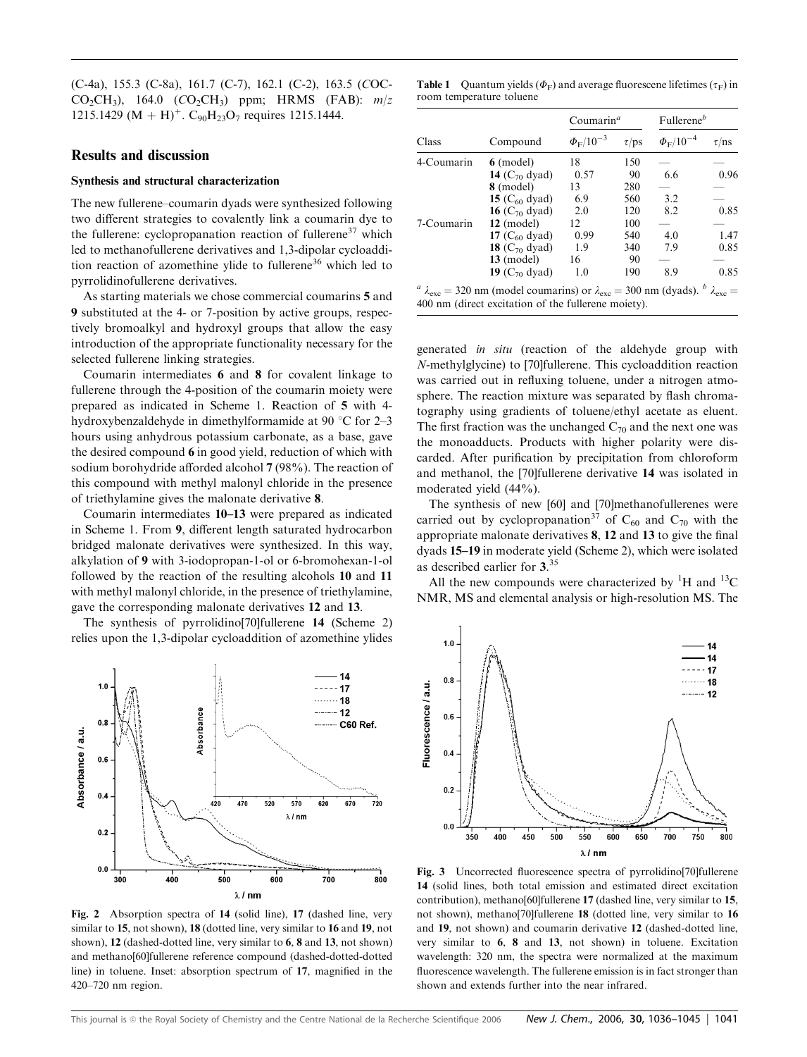(C-4a), 155.3 (C-8a), 161.7 (C-7), 162.1 (C-2), 163.5 (COC-$CO_2CH_3$), 164.0 ($CO_2CH_3$) ppm; HRMS (FAB): $m/z$ 1215.1429 $(M + H)^+$. $C_{90}H_{23}O_7$ requires 1215.1444.

## Results and discussion

### Synthesis and structural characterization

The new fullerene–coumarin dyads were synthesized following two different strategies to covalently link a coumarin dye to the fullerene: cyclopropanation reaction of fullerene[37] which led to methanofullerene derivatives and 1,3-dipolar cycloaddition reaction of azomethine ylide to fullerene[36] which led to pyrrolidinofullerene derivatives.

As starting materials we chose commercial coumarins **5** and **9** substituted at the 4- or 7-position by active groups, respectively bromoalkyl and hydroxyl groups that allow the easy introduction of the appropriate functionality necessary for the selected fullerene linking strategies.

Coumarin intermediates **6** and **8** for covalent linkage to fullerene through the 4-position of the coumarin moiety were prepared as indicated in Scheme 1. Reaction of **5** with 4-hydroxybenzaldehyde in dimethylformamide at 90 °C for 2–3 hours using anhydrous potassium carbonate, as a base, gave the desired compound **6** in good yield, reduction of which with sodium borohydride afforded alcohol **7** (98%). The reaction of this compound with methyl malonyl chloride in the presence of triethylamine gives the malonate derivative **8**.

Coumarin intermediates **10–13** were prepared as indicated in Scheme 1. From **9**, different length saturated hydrocarbon bridged malonate derivatives were synthesized. In this way, alkylation of **9** with 3-iodopropan-1-ol or 6-bromohexan-1-ol followed by the reaction of the resulting alcohols **10** and **11** with methyl malonyl chloride, in the presence of triethylamine, gave the corresponding malonate derivatives **12** and **13**.

The synthesis of pyrrolidino[70]fullerene **14** (Scheme 2) relies upon the 1,3-dipolar cycloaddition of azomethine ylides generated *in situ* (reaction of the aldehyde group with *N*-methylglycine) to [70]fullerene. This cycloaddition reaction was carried out in refluxing toluene, under a nitrogen atmosphere. The reaction mixture was separated by flash chromatography using gradients of toluene/ethyl acetate as eluent. The first fraction was the unchanged $C_{70}$ and the next one was the monoadducts. Products with higher polarity were discarded. After purification by precipitation from chloroform and methanol, the [70]fullerene derivative **14** was isolated in moderated yield (44%).

The synthesis of new [60] and [70]methanofullerenes were carried out by cyclopropanation[37] of $C_{60}$ and $C_{70}$ with the appropriate malonate derivatives **8**, **12** and **13** to give the final dyads **15–19** in moderate yield (Scheme 2), which were isolated as described earlier for **3**.[35]

All the new compounds were characterized by $^1$H and $^{13}$C NMR, MS and elemental analysis or high-resolution MS. The

**Table 1** Quantum yields ($\Phi_F$) and average fluorescene lifetimes ($\tau_F$) in room temperature toluene

| Class | Compound | Coumarin[a] $\Phi_F/10^{-3}$ | Coumarin[a] $\tau$/ps | Fullerene[b] $\Phi_F/10^{-4}$ | Fullerene[b] $\tau$/ns |
|---|---|---|---|---|---|
| 4-Coumarin | **6** (model) | 18 | 150 | — | — |
| | **14** ($C_{70}$ dyad) | 0.57 | 90 | 6.6 | 0.96 |
| | **8** (model) | 13 | 280 | — | — |
| | **15** ($C_{60}$ dyad) | 6.9 | 560 | 3.2 | — |
| | **16** ($C_{70}$ dyad) | 2.0 | 120 | 8.2 | 0.85 |
| 7-Coumarin | **12** (model) | 12 | 100 | — | — |
| | **17** ($C_{60}$ dyad) | 0.99 | 540 | 4.0 | 1.47 |
| | **18** ($C_{70}$ dyad) | 1.9 | 340 | 7.9 | 0.85 |
| | **13** (model) | 16 | 90 | — | — |
| | **19** ($C_{70}$ dyad) | 1.0 | 190 | 8.9 | 0.85 |

[a] $\lambda_{exc}$ = 320 nm (model coumarins) or $\lambda_{exc}$ = 300 nm (dyads). [b] $\lambda_{exc}$ = 400 nm (direct excitation of the fullerene moiety).

**Fig. 2** Absorption spectra of **14** (solid line), **17** (dashed line, very similar to **15**, not shown), **18** (dotted line, very similar to **16** and **19**, not shown), **12** (dashed-dotted line, very similar to **6**, **8** and **13**, not shown) and methano[60]fullerene reference compound (dashed-dotted-dotted line) in toluene. Inset: absorption spectrum of **17**, magnified in the 420–720 nm region.

**Fig. 3** Uncorrected fluorescence spectra of pyrrolidino[70]fullerene **14** (solid lines, both total emission and estimated direct excitation contribution), methano[60]fullerene **17** (dashed line, very similar to **15**, not shown), methano[70]fullerene **18** (dotted line, very similar to **16** and **19**, not shown) and coumarin derivative **12** (dashed-dotted line, very similar to **6**, **8** and **13**, not shown) in toluene. Excitation wavelength: 320 nm, the spectra were normalized at the maximum fluorescence wavelength. The fullerene emission is in fact stronger than shown and extends further into the near infrared.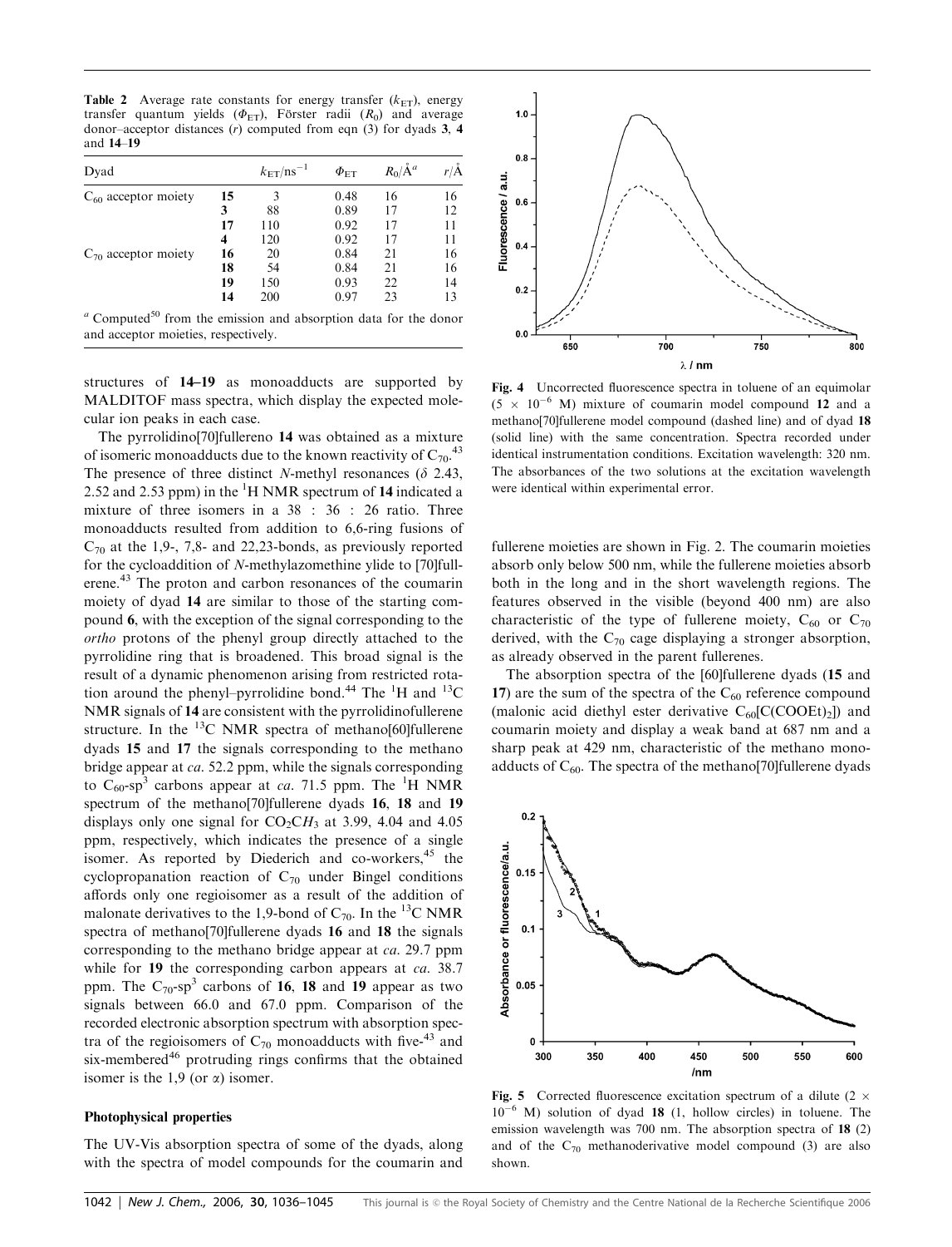**Table 2** Average rate constants for energy transfer ($k_{ET}$), energy transfer quantum yields ($\Phi_{ET}$), Förster radii ($R_0$) and average donor–acceptor distances ($r$) computed from eqn (3) for dyads **3**, **4** and **14–19**

| Dyad | | $k_{ET}$/ns$^{-1}$ | $\Phi_{ET}$ | $R_0$/Å[a] | $r$/Å |
|---|---|---|---|---|---|
| $C_{60}$ acceptor moiety | **15** | 3 | 0.48 | 16 | 16 |
| | **3** | 88 | 0.89 | 17 | 12 |
| | **17** | 110 | 0.92 | 17 | 11 |
| | **4** | 120 | 0.92 | 17 | 11 |
| $C_{70}$ acceptor moiety | **16** | 20 | 0.84 | 21 | 16 |
| | **18** | 54 | 0.84 | 21 | 16 |
| | **19** | 150 | 0.93 | 22 | 14 |
| | **14** | 200 | 0.97 | 23 | 13 |

[a] Computed[50] from the emission and absorption data for the donor and acceptor moieties, respectively.

structures of **14–19** as monoadducts are supported by MALDITOF mass spectra, which display the expected molecular ion peaks in each case.

The pyrrolidino[70]fullereno **14** was obtained as a mixture of isomeric monoadducts due to the known reactivity of $C_{70}$.[43] The presence of three distinct *N*-methyl resonances ($\delta$ 2.43, 2.52 and 2.53 ppm) in the $^1$H NMR spectrum of **14** indicated a mixture of three isomers in a 38 : 36 : 26 ratio. Three monoadducts resulted from addition to 6,6-ring fusions of $C_{70}$ at the 1,9-, 7,8- and 22,23-bonds, as previously reported for the cycloaddition of *N*-methylazomethine ylide to [70]fullerene.[43] The proton and carbon resonances of the coumarin moiety of dyad **14** are similar to those of the starting compound **6**, with the exception of the signal corresponding to the *ortho* protons of the phenyl group directly attached to the pyrrolidine ring that is broadened. This broad signal is the result of a dynamic phenomenon arising from restricted rotation around the phenyl–pyrrolidine bond.[44] The $^1$H and $^{13}$C NMR signals of **14** are consistent with the pyrrolidinofullerene structure. In the $^{13}$C NMR spectra of methano[60]fullerene dyads **15** and **17** the signals corresponding to the methano bridge appear at *ca.* 52.2 ppm, while the signals corresponding to $C_{60}$-sp$^3$ carbons appear at *ca.* 71.5 ppm. The $^1$H NMR spectrum of the methano[70]fullerene dyads **16**, **18** and **19** displays only one signal for $CO_2CH_3$ at 3.99, 4.04 and 4.05 ppm, respectively, which indicates the presence of a single isomer. As reported by Diederich and co-workers,[45] the cyclopropanation reaction of $C_{70}$ under Bingel conditions affords only one regioisomer as a result of the addition of malonate derivatives to the 1,9-bond of $C_{70}$. In the $^{13}$C NMR spectra of methano[70]fullerene dyads **16** and **18** the signals corresponding to the methano bridge appear at *ca.* 29.7 ppm while for **19** the corresponding carbon appears at *ca.* 38.7 ppm. The $C_{70}$-sp$^3$ carbons of **16**, **18** and **19** appear as two signals between 66.0 and 67.0 ppm. Comparison of the recorded electronic absorption spectrum with absorption spectra of the regioisomers of $C_{70}$ monoadducts with five-[43] and six-membered[46] protruding rings confirms that the obtained isomer is the 1,9 (or $\alpha$) isomer.

## Photophysical properties

The UV-Vis absorption spectra of some of the dyads, along with the spectra of model compounds for the coumarin and fullerene moieties are shown in Fig. 2. The coumarin moieties absorb only below 500 nm, while the fullerene moieties absorb both in the long and in the short wavelength regions. The features observed in the visible (beyond 400 nm) are also characteristic of the type of fullerene moiety, $C_{60}$ or $C_{70}$ derived, with the $C_{70}$ cage displaying a stronger absorption, as already observed in the parent fullerenes.

The absorption spectra of the [60]fullerene dyads (**15** and **17**) are the sum of the spectra of the $C_{60}$ reference compound (malonic acid diethyl ester derivative $C_{60}[C(COOEt)_2]$) and coumarin moiety and display a weak band at 687 nm and a sharp peak at 429 nm, characteristic of the methano monoadducts of $C_{60}$. The spectra of the methano[70]fullerene dyads

**Fig. 4** Uncorrected fluorescence spectra in toluene of an equimolar ($5 \times 10^{-6}$ M) mixture of coumarin model compound **12** and a methano[70]fullerene model compound (dashed line) and of dyad **18** (solid line) with the same concentration. Spectra recorded under identical instrumentation conditions. Excitation wavelength: 320 nm. The absorbances of the two solutions at the excitation wavelength were identical within experimental error.

**Fig. 5** Corrected fluorescence excitation spectrum of a dilute ($2 \times 10^{-6}$ M) solution of dyad **18** (1, hollow circles) in toluene. The emission wavelength was 700 nm. The absorption spectra of **18** (2) and of the $C_{70}$ methanoderivative model compound (3) are also shown.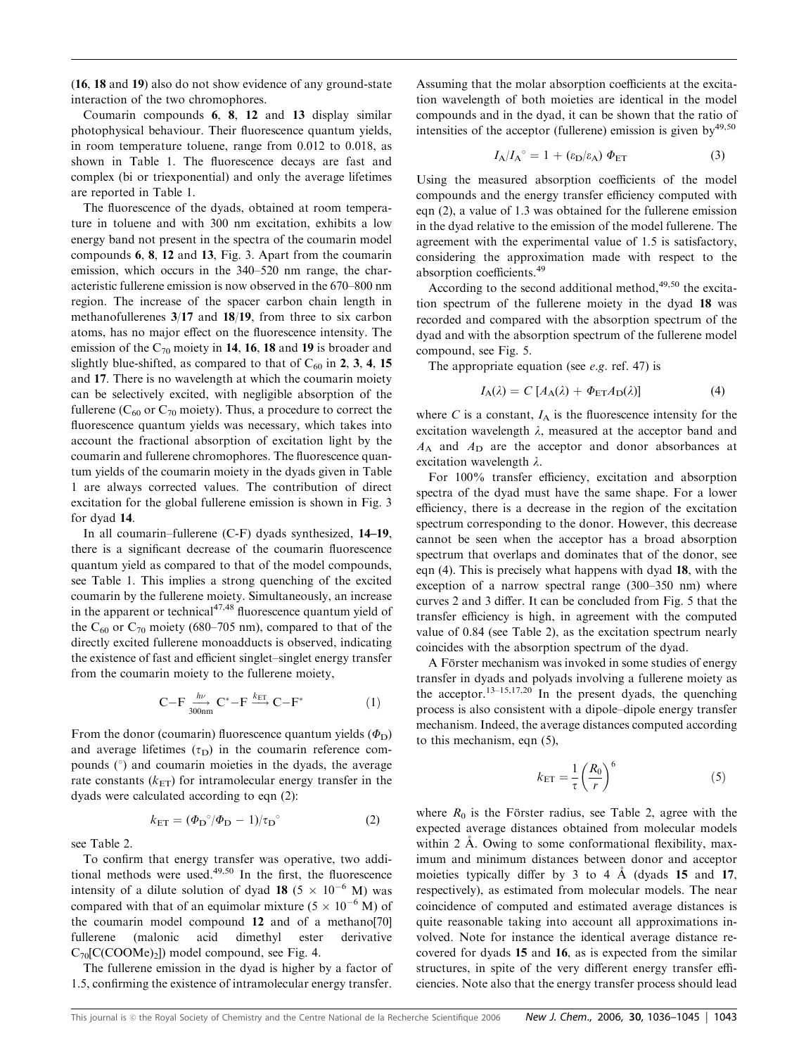(**16**, **18** and **19**) also do not show evidence of any ground-state interaction of the two chromophores.

Coumarin compounds **6**, **8**, **12** and **13** display similar photophysical behaviour. Their fluorescence quantum yields, in room temperature toluene, range from 0.012 to 0.018, as shown in Table 1. The fluorescence decays are fast and complex (bi or triexponential) and only the average lifetimes are reported in Table 1.

The fluorescence of the dyads, obtained at room temperature in toluene and with 300 nm excitation, exhibits a low energy band not present in the spectra of the coumarin model compounds **6**, **8**, **12** and **13**, Fig. 3. Apart from the coumarin emission, which occurs in the 340–520 nm range, the characteristic fullerene emission is now observed in the 670–800 nm region. The increase of the spacer carbon chain length in methanofullerenes **3**/**17** and **18**/**19**, from three to six carbon atoms, has no major effect on the fluorescence intensity. The emission of the $C_{70}$ moiety in **14**, **16**, **18** and **19** is broader and slightly blue-shifted, as compared to that of $C_{60}$ in **2**, **3**, **4**, **15** and **17**. There is no wavelength at which the coumarin moiety can be selectively excited, with negligible absorption of the fullerene ($C_{60}$ or $C_{70}$ moiety). Thus, a procedure to correct the fluorescence quantum yields was necessary, which takes into account the fractional absorption of excitation light by the coumarin and fullerene chromophores. The fluorescence quantum yields of the coumarin moiety in the dyads given in Table 1 are always corrected values. The contribution of direct excitation for the global fullerene emission is shown in Fig. 3 for dyad **14**.

In all coumarin–fullerene (C-F) dyads synthesized, **14–19**, there is a significant decrease of the coumarin fluorescence quantum yield as compared to that of the model compounds, see Table 1. This implies a strong quenching of the excited coumarin by the fullerene moiety. Simultaneously, an increase in the apparent or technical[47,48] fluorescence quantum yield of the $C_{60}$ or $C_{70}$ moiety (680–705 nm), compared to that of the directly excited fullerene monoadducts is observed, indicating the existence of fast and efficient singlet–singlet energy transfer from the coumarin moiety to the fullerene moiety,

$$\mathrm{C{-}F} \xrightarrow[300\mathrm{nm}]{h\nu} \mathrm{C^{*}{-}F} \xrightarrow{k_{\mathrm{ET}}} \mathrm{C{-}F^{*}} \quad (1)$$

From the donor (coumarin) fluorescence quantum yields ($\Phi_D$) and average lifetimes ($\tau_D$) in the coumarin reference compounds (°) and coumarin moieties in the dyads, the average rate constants ($k_{ET}$) for intramolecular energy transfer in the dyads were calculated according to eqn (2):

$$k_{\mathrm{ET}} = (\Phi_{\mathrm{D}}{}^{\circ}/\Phi_{\mathrm{D}} - 1)/\tau_{\mathrm{D}}{}^{\circ} \quad (2)$$

see Table 2.

To confirm that energy transfer was operative, two additional methods were used.[49,50] In the first, the fluorescence intensity of a dilute solution of dyad **18** ($5 \times 10^{-6}$ M) was compared with that of an equimolar mixture ($5 \times 10^{-6}$ M) of the coumarin model compound **12** and of a methano[70]fullerene (malonic acid dimethyl ester derivative $C_{70}[C(COOMe)_2]$) model compound, see Fig. 4.

The fullerene emission in the dyad is higher by a factor of 1.5, confirming the existence of intramolecular energy transfer. Assuming that the molar absorption coefficients at the excitation wavelength of both moieties are identical in the model compounds and in the dyad, it can be shown that the ratio of intensities of the acceptor (fullerene) emission is given by[49,50]

$$I_{\mathrm{A}}/I_{\mathrm{A}}{}^{\circ} = 1 + (\varepsilon_{\mathrm{D}}/\varepsilon_{\mathrm{A}})\ \Phi_{\mathrm{ET}} \quad (3)$$

Using the measured absorption coefficients of the model compounds and the energy transfer efficiency computed with eqn (2), a value of 1.3 was obtained for the fullerene emission in the dyad relative to the emission of the model fullerene. The agreement with the experimental value of 1.5 is satisfactory, considering the approximation made with respect to the absorption coefficients.[49]

According to the second additional method,[49,50] the excitation spectrum of the fullerene moiety in the dyad **18** was recorded and compared with the absorption spectrum of the dyad and with the absorption spectrum of the fullerene model compound, see Fig. 5.

The appropriate equation (see *e.g.* ref. 47) is

$$I_{\mathrm{A}}(\lambda) = C\ [A_{\mathrm{A}}(\lambda) + \Phi_{\mathrm{ET}} A_{\mathrm{D}}(\lambda)] \quad (4)$$

where $C$ is a constant, $I_A$ is the fluorescence intensity for the excitation wavelength $\lambda$, measured at the acceptor band and $A_A$ and $A_D$ are the acceptor and donor absorbances at excitation wavelength $\lambda$.

For 100% transfer efficiency, excitation and absorption spectra of the dyad must have the same shape. For a lower efficiency, there is a decrease in the region of the excitation spectrum corresponding to the donor. However, this decrease cannot be seen when the acceptor has a broad absorption spectrum that overlaps and dominates that of the donor, see eqn (4). This is precisely what happens with dyad **18**, with the exception of a narrow spectral range (300–350 nm) where curves 2 and 3 differ. It can be concluded from Fig. 5 that the transfer efficiency is high, in agreement with the computed value of 0.84 (see Table 2), as the excitation spectrum nearly coincides with the absorption spectrum of the dyad.

A Förster mechanism was invoked in some studies of energy transfer in dyads and polyads involving a fullerene moiety as the acceptor.[13–15,17,20] In the present dyads, the quenching process is also consistent with a dipole–dipole energy transfer mechanism. Indeed, the average distances computed according to this mechanism, eqn (5),

$$k_{\mathrm{ET}} = \frac{1}{\tau}\left(\frac{R_0}{r}\right)^6 \quad (5)$$

where $R_0$ is the Förster radius, see Table 2, agree with the expected average distances obtained from molecular models within 2 Å. Owing to some conformational flexibility, maximum and minimum distances between donor and acceptor moieties typically differ by 3 to 4 Å (dyads **15** and **17**, respectively), as estimated from molecular models. The near coincidence of computed and estimated average distances is quite reasonable taking into account all approximations involved. Note for instance the identical average distance recovered for dyads **15** and **16**, as is expected from the similar structures, in spite of the very different energy transfer efficiencies. Note also that the energy transfer process should lead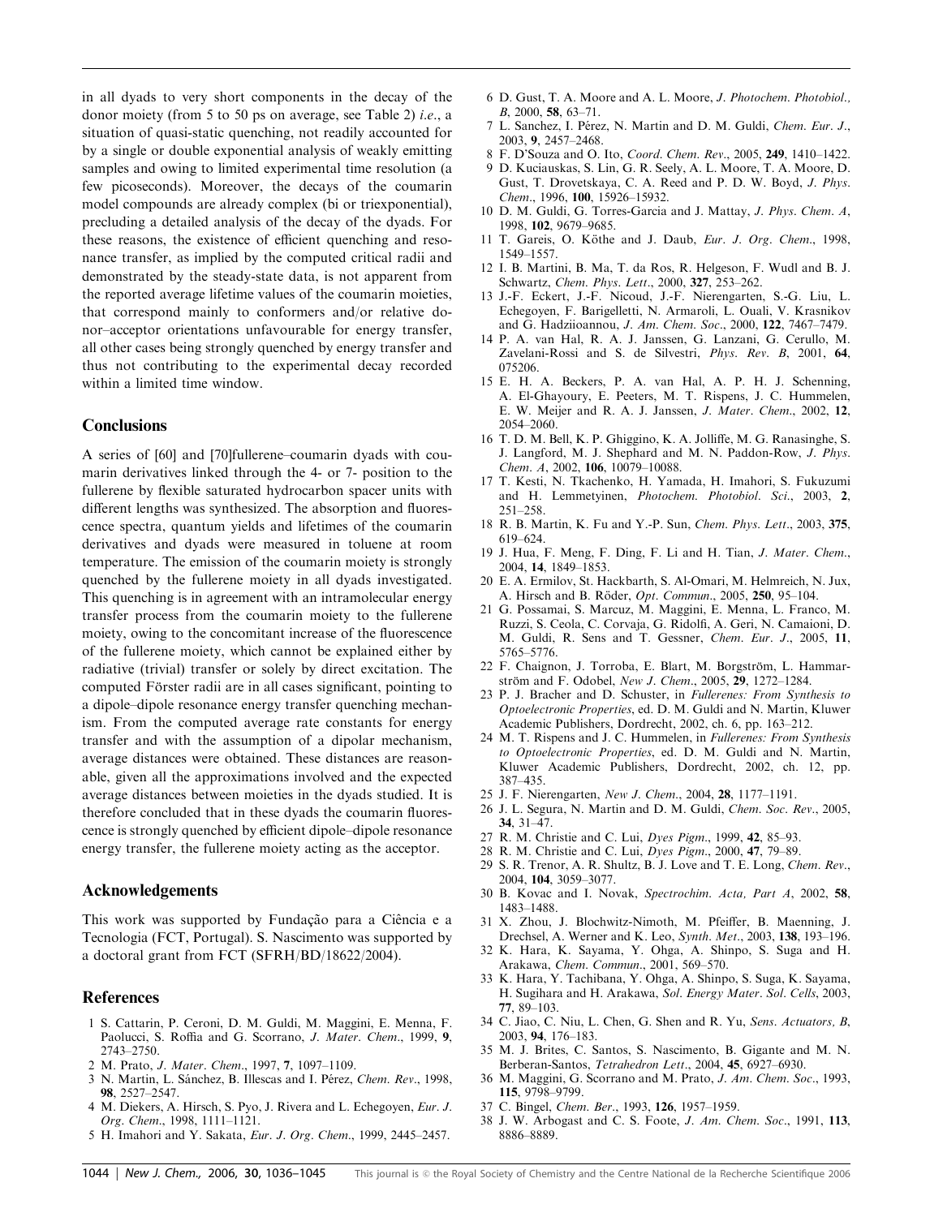in all dyads to very short components in the decay of the donor moiety (from 5 to 50 ps on average, see Table 2) *i.e.*, a situation of quasi-static quenching, not readily accounted for by a single or double exponential analysis of weakly emitting samples and owing to limited experimental time resolution (a few picoseconds). Moreover, the decays of the coumarin model compounds are already complex (bi or triexponential), precluding a detailed analysis of the decay of the dyads. For these reasons, the existence of efficient quenching and resonance transfer, as implied by the computed critical radii and demonstrated by the steady-state data, is not apparent from the reported average lifetime values of the coumarin moieties, that correspond mainly to conformers and/or relative donor–acceptor orientations unfavourable for energy transfer, all other cases being strongly quenched by energy transfer and thus not contributing to the experimental decay recorded within a limited time window.

## Conclusions

A series of [60] and [70]fullerene–coumarin dyads with coumarin derivatives linked through the 4- or 7- position to the fullerene by flexible saturated hydrocarbon spacer units with different lengths was synthesized. The absorption and fluorescence spectra, quantum yields and lifetimes of the coumarin derivatives and dyads were measured in toluene at room temperature. The emission of the coumarin moiety is strongly quenched by the fullerene moiety in all dyads investigated. This quenching is in agreement with an intramolecular energy transfer process from the coumarin moiety to the fullerene moiety, owing to the concomitant increase of the fluorescence of the fullerene moiety, which cannot be explained either by radiative (trivial) transfer or solely by direct excitation. The computed Förster radii are in all cases significant, pointing to a dipole–dipole resonance energy transfer quenching mechanism. From the computed average rate constants for energy transfer and with the assumption of a dipolar mechanism, average distances were obtained. These distances are reasonable, given all the approximations involved and the expected average distances between moieties in the dyads studied. It is therefore concluded that in these dyads the coumarin fluorescence is strongly quenched by efficient dipole–dipole resonance energy transfer, the fullerene moiety acting as the acceptor.

## Acknowledgements

This work was supported by Fundação para a Ciência e a Tecnologia (FCT, Portugal). S. Nascimento was supported by a doctoral grant from FCT (SFRH/BD/18622/2004).

## References

1. S. Cattarin, P. Ceroni, D. M. Guldi, M. Maggini, E. Menna, F. Paolucci, S. Roffia and G. Scorrano, *J. Mater. Chem.*, 1999, **9**, 2743–2750.
2. M. Prato, *J. Mater. Chem.*, 1997, **7**, 1097–1109.
3. N. Martin, L. Sánchez, B. Illescas and I. Pérez, *Chem. Rev.*, 1998, **98**, 2527–2547.
4. M. Diekers, A. Hirsch, S. Pyo, J. Rivera and L. Echegoyen, *Eur. J. Org. Chem.*, 1998, 1111–1121.
5. H. Imahori and Y. Sakata, *Eur. J. Org. Chem.*, 1999, 2445–2457.
6. D. Gust, T. A. Moore and A. L. Moore, *J. Photochem. Photobiol., B*, 2000, **58**, 63–71.
7. L. Sanchez, I. Pérez, N. Martin and D. M. Guldi, *Chem. Eur. J.*, 2003, **9**, 2457–2468.
8. F. D'Souza and O. Ito, *Coord. Chem. Rev.*, 2005, **249**, 1410–1422.
9. D. Kuciauskas, S. Lin, G. R. Seely, A. L. Moore, T. A. Moore, D. Gust, T. Drovetskaya, C. A. Reed and P. D. W. Boyd, *J. Phys. Chem.*, 1996, **100**, 15926–15932.
10. D. M. Guldi, G. Torres-Garcia and J. Mattay, *J. Phys. Chem. A*, 1998, **102**, 9679–9685.
11. T. Gareis, O. Köthe and J. Daub, *Eur. J. Org. Chem.*, 1998, 1549–1557.
12. I. B. Martini, B. Ma, T. da Ros, R. Helgeson, F. Wudl and B. J. Schwartz, *Chem. Phys. Lett.*, 2000, **327**, 253–262.
13. J.-F. Eckert, J.-F. Nicoud, J.-F. Nierengarten, S.-G. Liu, L. Echegoyen, F. Barigelletti, N. Armaroli, L. Ouali, V. Krasnikov and G. Hadziioannou, *J. Am. Chem. Soc.*, 2000, **122**, 7467–7479.
14. P. A. van Hal, R. A. J. Janssen, G. Lanzani, G. Cerullo, M. Zavelani-Rossi and S. de Silvestri, *Phys. Rev. B*, 2001, **64**, 075206.
15. E. H. A. Beckers, P. A. van Hal, A. P. H. J. Schenning, A. El-Ghayoury, E. Peeters, M. T. Rispens, J. C. Hummelen, E. W. Meijer and R. A. J. Janssen, *J. Mater. Chem.*, 2002, **12**, 2054–2060.
16. T. D. M. Bell, K. P. Ghiggino, K. A. Jolliffe, M. G. Ranasinghe, S. J. Langford, M. J. Shephard and M. N. Paddon-Row, *J. Phys. Chem. A*, 2002, **106**, 10079–10088.
17. T. Kesti, N. Tkachenko, H. Yamada, H. Imahori, S. Fukuzumi and H. Lemmetyinen, *Photochem. Photobiol. Sci.*, 2003, **2**, 251–258.
18. R. B. Martin, K. Fu and Y.-P. Sun, *Chem. Phys. Lett.*, 2003, **375**, 619–624.
19. J. Hua, F. Meng, F. Ding, F. Li and H. Tian, *J. Mater. Chem.*, 2004, **14**, 1849–1853.
20. E. A. Ermilov, St. Hackbarth, S. Al-Omari, M. Helmreich, N. Jux, A. Hirsch and B. Röder, *Opt. Commun.*, 2005, **250**, 95–104.
21. G. Possamai, S. Marcuz, M. Maggini, E. Menna, L. Franco, M. Ruzzi, S. Ceola, C. Corvaja, G. Ridolfi, A. Geri, N. Camaioni, D. M. Guldi, R. Sens and T. Gessner, *Chem. Eur. J.*, 2005, **11**, 5765–5776.
22. F. Chaignon, J. Torroba, E. Blart, M. Borgström, L. Hammarström and F. Odobel, *New J. Chem.*, 2005, **29**, 1272–1284.
23. P. J. Bracher and D. Schuster, in *Fullerenes: From Synthesis to Optoelectronic Properties*, ed. D. M. Guldi and N. Martin, Kluwer Academic Publishers, Dordrecht, 2002, ch. 6, pp. 163–212.
24. M. T. Rispens and J. C. Hummelen, in *Fullerenes: From Synthesis to Optoelectronic Properties*, ed. D. M. Guldi and N. Martin, Kluwer Academic Publishers, Dordrecht, 2002, ch. 12, pp. 387–435.
25. J. F. Nierengarten, *New J. Chem.*, 2004, **28**, 1177–1191.
26. J. L. Segura, N. Martin and D. M. Guldi, *Chem. Soc. Rev.*, 2005, **34**, 31–47.
27. R. M. Christie and C. Lui, *Dyes Pigm.*, 1999, **42**, 85–93.
28. R. M. Christie and C. Lui, *Dyes Pigm.*, 2000, **47**, 79–89.
29. S. R. Trenor, A. R. Shultz, B. J. Love and T. E. Long, *Chem. Rev.*, 2004, **104**, 3059–3077.
30. B. Kovac and I. Novak, *Spectrochim. Acta, Part A*, 2002, **58**, 1483–1488.
31. X. Zhou, J. Blochwitz-Nimoth, M. Pfeiffer, B. Maenning, J. Drechsel, A. Werner and K. Leo, *Synth. Met.*, 2003, **138**, 193–196.
32. K. Hara, K. Sayama, Y. Ohga, A. Shinpo, S. Suga and H. Arakawa, *Chem. Commun.*, 2001, 569–570.
33. K. Hara, Y. Tachibana, Y. Ohga, A. Shinpo, S. Suga, K. Sayama, H. Sugihara and H. Arakawa, *Sol. Energy Mater. Sol. Cells*, 2003, **77**, 89–103.
34. C. Jiao, C. Niu, L. Chen, G. Shen and R. Yu, *Sens. Actuators, B*, 2003, **94**, 176–183.
35. M. J. Brites, C. Santos, S. Nascimento, B. Gigante and M. N. Berberan-Santos, *Tetrahedron Lett.*, 2004, **45**, 6927–6930.
36. M. Maggini, G. Scorrano and M. Prato, *J. Am. Chem. Soc.*, 1993, **115**, 9798–9799.
37. C. Bingel, *Chem. Ber.*, 1993, **126**, 1957–1959.
38. J. W. Arbogast and C. S. Foote, *J. Am. Chem. Soc.*, 1991, **113**, 8886–8889.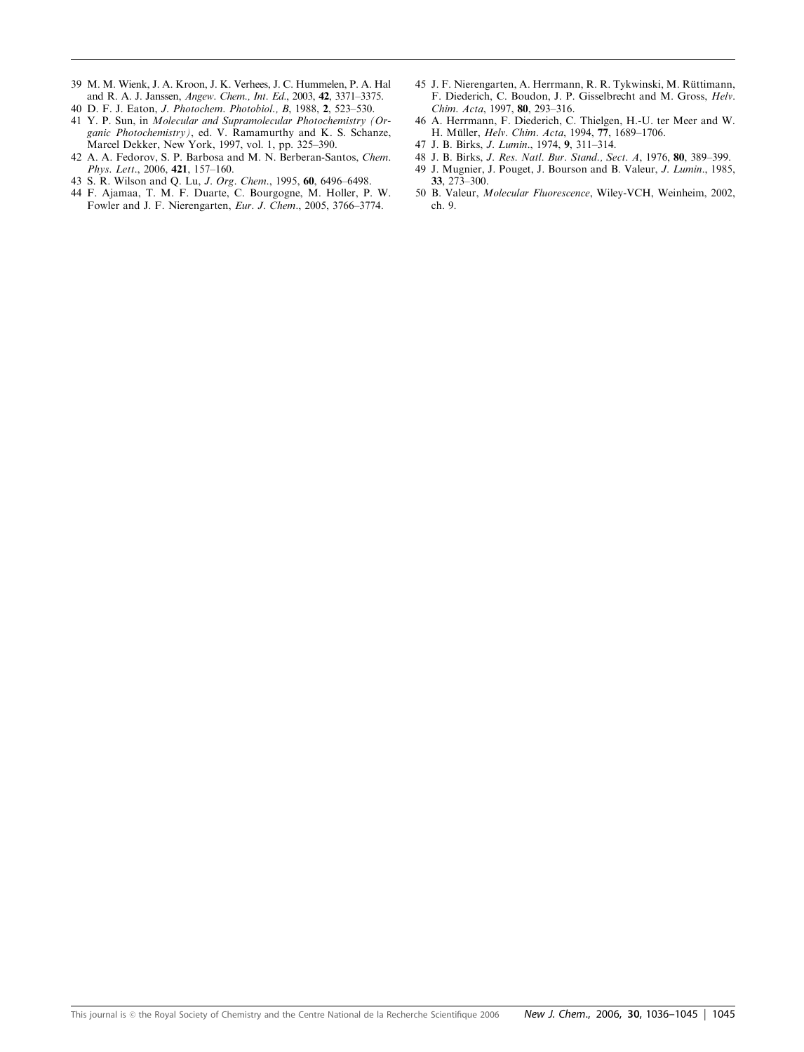39 M. M. Wienk, J. A. Kroon, J. K. Verhees, J. C. Hummelen, P. A. Hal and R. A. J. Janssen, *Angew. Chem., Int. Ed.*, 2003, **42**, 3371–3375.

40 D. F. J. Eaton, *J. Photochem. Photobiol., B*, 1988, **2**, 523–530.

41 Y. P. Sun, in *Molecular and Supramolecular Photochemistry (Organic Photochemistry)*, ed. V. Ramamurthy and K. S. Schanze, Marcel Dekker, New York, 1997, vol. 1, pp. 325–390.

42 A. A. Fedorov, S. P. Barbosa and M. N. Berberan-Santos, *Chem. Phys. Lett.*, 2006, **421**, 157–160.

43 S. R. Wilson and Q. Lu, *J. Org. Chem.*, 1995, **60**, 6496–6498.

44 F. Ajamaa, T. M. F. Duarte, C. Bourgogne, M. Holler, P. W. Fowler and J. F. Nierengarten, *Eur. J. Chem.*, 2005, 3766–3774.

45 J. F. Nierengarten, A. Herrmann, R. R. Tykwinski, M. Rüttimann, F. Diederich, C. Boudon, J. P. Gisselbrecht and M. Gross, *Helv. Chim. Acta*, 1997, **80**, 293–316.

46 A. Herrmann, F. Diederich, C. Thielgen, H.-U. ter Meer and W. H. Müller, *Helv. Chim. Acta*, 1994, **77**, 1689–1706.

47 J. B. Birks, *J. Lumin.*, 1974, **9**, 311–314.

48 J. B. Birks, *J. Res. Natl. Bur. Stand., Sect. A*, 1976, **80**, 389–399.

49 J. Mugnier, J. Pouget, J. Bourson and B. Valeur, *J. Lumin.*, 1985, **33**, 273–300.

50 B. Valeur, *Molecular Fluorescence*, Wiley-VCH, Weinheim, 2002, ch. 9.